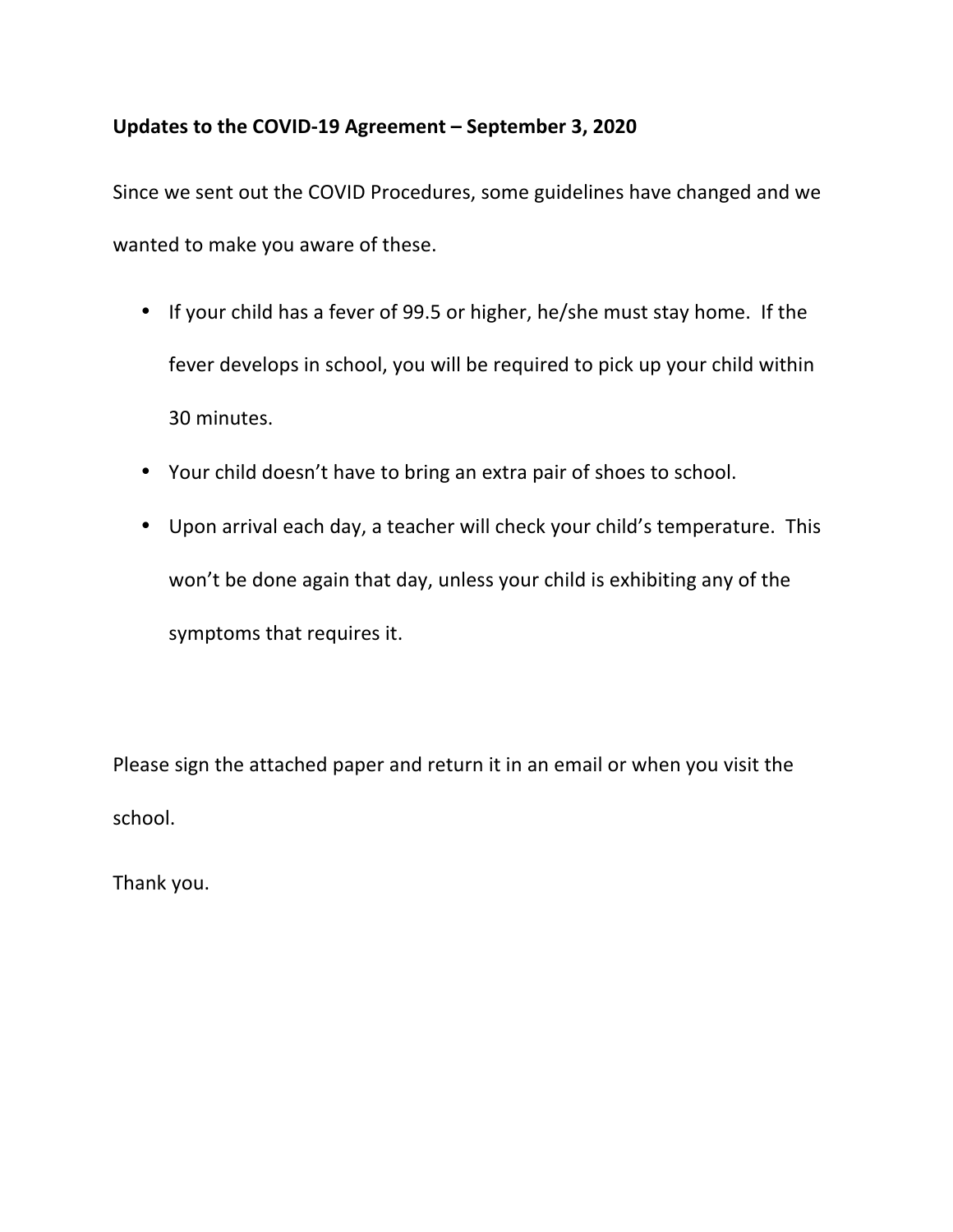**Updates to the COVID-19 Agreement – September 3, 2020**

Since we sent out the COVID Procedures, some guidelines have changed and we wanted to make you aware of these.

- If your child has a fever of 99.5 or higher, he/she must stay home. If the fever develops in school, you will be required to pick up your child within 30 minutes.
- Your child doesn't have to bring an extra pair of shoes to school.
- Upon arrival each day, a teacher will check your child's temperature. This won't be done again that day, unless your child is exhibiting any of the symptoms that requires it.

Please sign the attached paper and return it in an email or when you visit the school.

Thank you.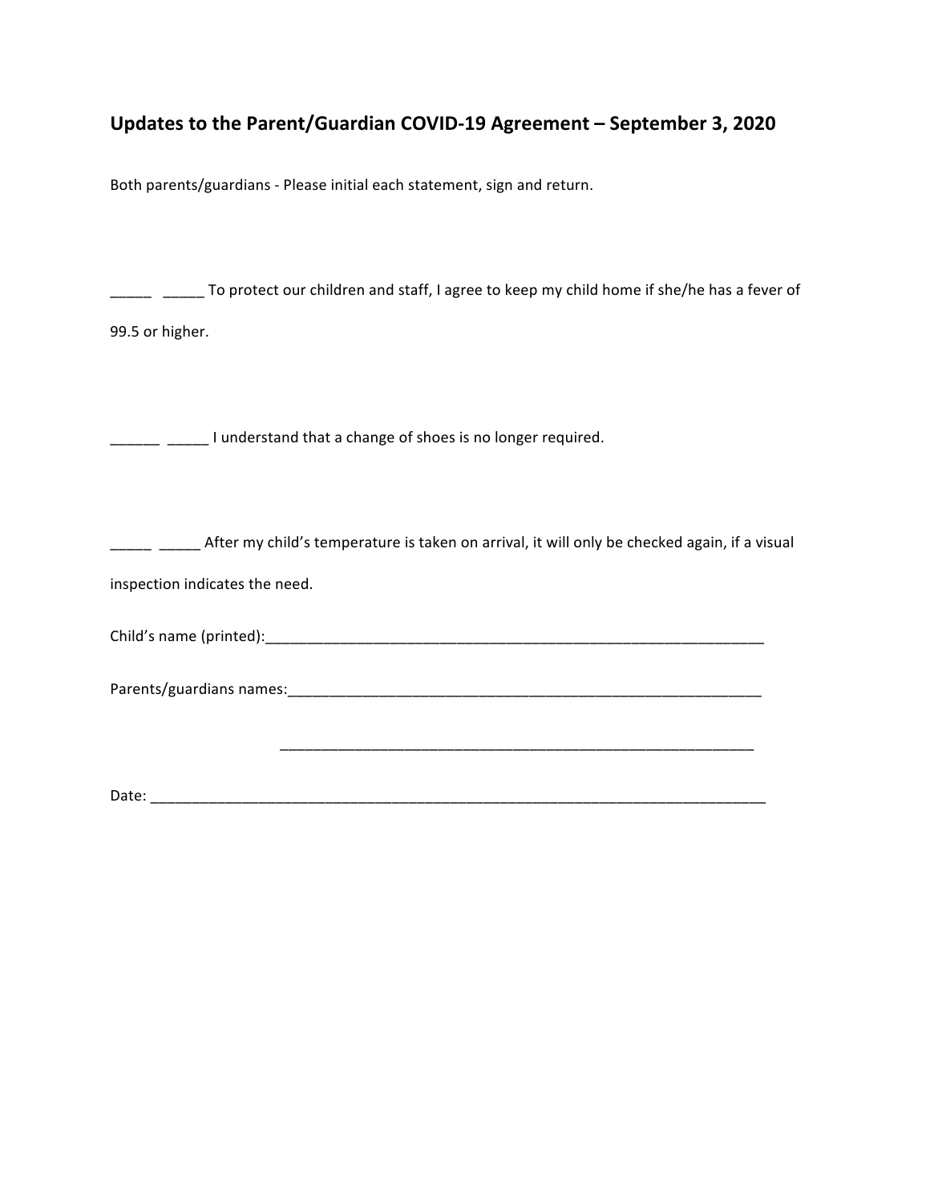## Updates to the Parent/Guardian COVID-19 Agreement – September 3, 2020

Both parents/guardians - Please initial each statement, sign and return.

_____ _____ To protect our children and staff, I agree to keep my child home if she/he has a fever of 99.5 or higher.

______ _____ I understand that a change of shoes is no longer required.

_____ _____ After my child's temperature is taken on arrival, it will only be checked again, if a visual inspection indicates the need.

Child's name (printed):_________________________________________________________________

Parents/guardians names:_____________________________________________________________

_____________________________________________________________

Date: ________________________________________________________________________________